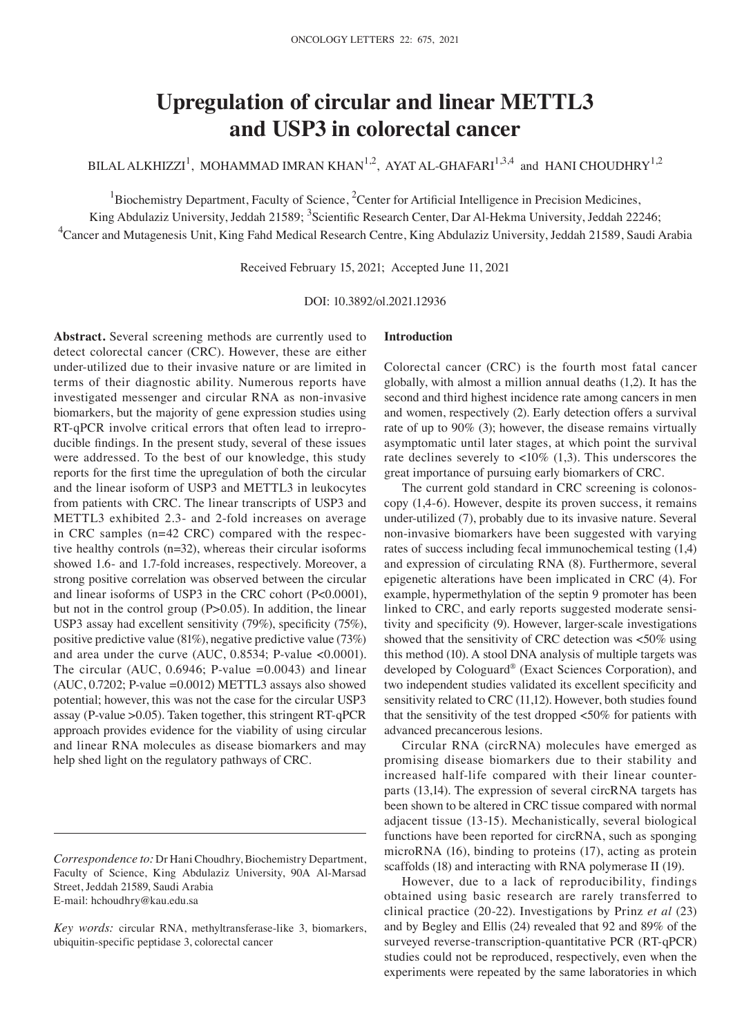# Upregulation of circular and linear METTL3 and USP3 in colorectal cancer

BILAL ALKHIZZI[1], MOHAMMAD IMRAN KHAN[1,2], AYAT AL-GHAFARI[1,3,4] and HANI CHOUDHRY[1,2]

[1]Biochemistry Department, Faculty of Science, [2]Center for Artificial Intelligence in Precision Medicines, King Abdulaziz University, Jeddah 21589; [3]Scientific Research Center, Dar Al-Hekma University, Jeddah 22246; [4]Cancer and Mutagenesis Unit, King Fahd Medical Research Centre, King Abdulaziz University, Jeddah 21589, Saudi Arabia

Received February 15, 2021; Accepted June 11, 2021

DOI: 10.3892/ol.2021.12936

**Abstract.** Several screening methods are currently used to detect colorectal cancer (CRC). However, these are either under-utilized due to their invasive nature or are limited in terms of their diagnostic ability. Numerous reports have investigated messenger and circular RNA as non-invasive biomarkers, but the majority of gene expression studies using RT-qPCR involve critical errors that often lead to irreproducible findings. In the present study, several of these issues were addressed. To the best of our knowledge, this study reports for the first time the upregulation of both the circular and the linear isoform of USP3 and METTL3 in leukocytes from patients with CRC. The linear transcripts of USP3 and METTL3 exhibited 2.3- and 2-fold increases on average in CRC samples (n=42 CRC) compared with the respective healthy controls (n=32), whereas their circular isoforms showed 1.6- and 1.7-fold increases, respectively. Moreover, a strong positive correlation was observed between the circular and linear isoforms of USP3 in the CRC cohort ($P<0.0001$), but not in the control group ($P>0.05$). In addition, the linear USP3 assay had excellent sensitivity (79%), specificity (75%), positive predictive value (81%), negative predictive value (73%) and area under the curve (AUC, 0.8534; P-value <0.0001). The circular (AUC, 0.6946; P-value =0.0043) and linear (AUC, 0.7202; P-value =0.0012) METTL3 assays also showed potential; however, this was not the case for the circular USP3 assay (P-value >0.05). Taken together, this stringent RT-qPCR approach provides evidence for the viability of using circular and linear RNA molecules as disease biomarkers and may help shed light on the regulatory pathways of CRC.

*Correspondence to:* Dr Hani Choudhry, Biochemistry Department, Faculty of Science, King Abdulaziz University, 90A Al-Marsad Street, Jeddah 21589, Saudi Arabia
E-mail: hchoudhry@kau.edu.sa

*Key words:* circular RNA, methyltransferase-like 3, biomarkers, ubiquitin-specific peptidase 3, colorectal cancer

## Introduction

Colorectal cancer (CRC) is the fourth most fatal cancer globally, with almost a million annual deaths (1,2). It has the second and third highest incidence rate among cancers in men and women, respectively (2). Early detection offers a survival rate of up to 90% (3); however, the disease remains virtually asymptomatic until later stages, at which point the survival rate declines severely to <10% (1,3). This underscores the great importance of pursuing early biomarkers of CRC.

The current gold standard in CRC screening is colonoscopy (1,4-6). However, despite its proven success, it remains under-utilized (7), probably due to its invasive nature. Several non-invasive biomarkers have been suggested with varying rates of success including fecal immunochemical testing (1,4) and expression of circulating RNA (8). Furthermore, several epigenetic alterations have been implicated in CRC (4). For example, hypermethylation of the septin 9 promoter has been linked to CRC, and early reports suggested moderate sensitivity and specificity (9). However, larger-scale investigations showed that the sensitivity of CRC detection was <50% using this method (10). A stool DNA analysis of multiple targets was developed by Cologuard® (Exact Sciences Corporation), and two independent studies validated its excellent specificity and sensitivity related to CRC (11,12). However, both studies found that the sensitivity of the test dropped <50% for patients with advanced precancerous lesions.

Circular RNA (circRNA) molecules have emerged as promising disease biomarkers due to their stability and increased half-life compared with their linear counterparts (13,14). The expression of several circRNA targets has been shown to be altered in CRC tissue compared with normal adjacent tissue (13-15). Mechanistically, several biological functions have been reported for circRNA, such as sponging microRNA (16), binding to proteins (17), acting as protein scaffolds (18) and interacting with RNA polymerase II (19).

However, due to a lack of reproducibility, findings obtained using basic research are rarely transferred to clinical practice (20-22). Investigations by Prinz *et al* (23) and by Begley and Ellis (24) revealed that 92 and 89% of the surveyed reverse-transcription-quantitative PCR (RT-qPCR) studies could not be reproduced, respectively, even when the experiments were repeated by the same laboratories in which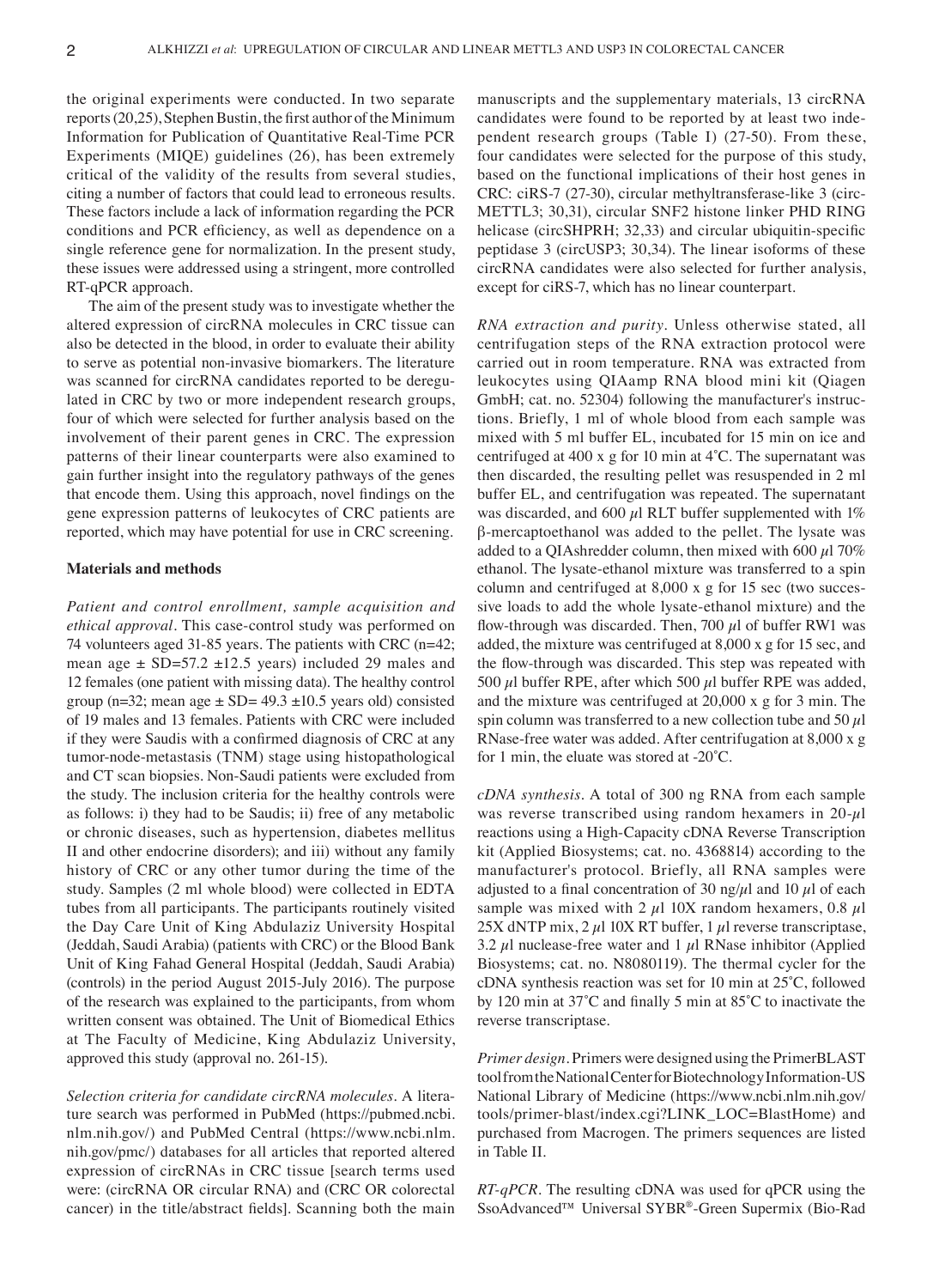the original experiments were conducted. In two separate reports (20,25), Stephen Bustin, the first author of the Minimum Information for Publication of Quantitative Real-Time PCR Experiments (MIQE) guidelines (26), has been extremely critical of the validity of the results from several studies, citing a number of factors that could lead to erroneous results. These factors include a lack of information regarding the PCR conditions and PCR efficiency, as well as dependence on a single reference gene for normalization. In the present study, these issues were addressed using a stringent, more controlled RT-qPCR approach.

The aim of the present study was to investigate whether the altered expression of circRNA molecules in CRC tissue can also be detected in the blood, in order to evaluate their ability to serve as potential non-invasive biomarkers. The literature was scanned for circRNA candidates reported to be deregulated in CRC by two or more independent research groups, four of which were selected for further analysis based on the involvement of their parent genes in CRC. The expression patterns of their linear counterparts were also examined to gain further insight into the regulatory pathways of the genes that encode them. Using this approach, novel findings on the gene expression patterns of leukocytes of CRC patients are reported, which may have potential for use in CRC screening.

## Materials and methods

*Patient and control enrollment, sample acquisition and ethical approval.* This case-control study was performed on 74 volunteers aged 31-85 years. The patients with CRC (n=42; mean age ± SD=57.2 ±12.5 years) included 29 males and 12 females (one patient with missing data). The healthy control group (n=32; mean age ± SD= 49.3 ±10.5 years old) consisted of 19 males and 13 females. Patients with CRC were included if they were Saudis with a confirmed diagnosis of CRC at any tumor-node-metastasis (TNM) stage using histopathological and CT scan biopsies. Non-Saudi patients were excluded from the study. The inclusion criteria for the healthy controls were as follows: i) they had to be Saudis; ii) free of any metabolic or chronic diseases, such as hypertension, diabetes mellitus II and other endocrine disorders); and iii) without any family history of CRC or any other tumor during the time of the study. Samples (2 ml whole blood) were collected in EDTA tubes from all participants. The participants routinely visited the Day Care Unit of King Abdulaziz University Hospital (Jeddah, Saudi Arabia) (patients with CRC) or the Blood Bank Unit of King Fahad General Hospital (Jeddah, Saudi Arabia) (controls) in the period August 2015-July 2016). The purpose of the research was explained to the participants, from whom written consent was obtained. The Unit of Biomedical Ethics at The Faculty of Medicine, King Abdulaziz University, approved this study (approval no. 261-15).

*Selection criteria for candidate circRNA molecules.* A literature search was performed in PubMed (https://pubmed.ncbi.nlm.nih.gov/) and PubMed Central (https://www.ncbi.nlm.nih.gov/pmc/) databases for all articles that reported altered expression of circRNAs in CRC tissue [search terms used were: (circRNA OR circular RNA) and (CRC OR colorectal cancer) in the title/abstract fields]. Scanning both the main manuscripts and the supplementary materials, 13 circRNA candidates were found to be reported by at least two independent research groups (Table I) (27-50). From these, four candidates were selected for the purpose of this study, based on the functional implications of their host genes in CRC: ciRS-7 (27-30), circular methyltransferase-like 3 (circMETTL3; 30,31), circular SNF2 histone linker PHD RING helicase (circSHPRH; 32,33) and circular ubiquitin-specific peptidase 3 (circUSP3; 30,34). The linear isoforms of these circRNA candidates were also selected for further analysis, except for ciRS-7, which has no linear counterpart.

*RNA extraction and purity.* Unless otherwise stated, all centrifugation steps of the RNA extraction protocol were carried out in room temperature. RNA was extracted from leukocytes using QIAamp RNA blood mini kit (Qiagen GmbH; cat. no. 52304) following the manufacturer's instructions. Briefly, 1 ml of whole blood from each sample was mixed with 5 ml buffer EL, incubated for 15 min on ice and centrifuged at 400 x g for 10 min at 4˚C. The supernatant was then discarded, the resulting pellet was resuspended in 2 ml buffer EL, and centrifugation was repeated. The supernatant was discarded, and 600 µl RLT buffer supplemented with 1% β-mercaptoethanol was added to the pellet. The lysate was added to a QIAshredder column, then mixed with 600 µl 70% ethanol. The lysate-ethanol mixture was transferred to a spin column and centrifuged at 8,000 x g for 15 sec (two successive loads to add the whole lysate-ethanol mixture) and the flow-through was discarded. Then, 700 µl of buffer RW1 was added, the mixture was centrifuged at 8,000 x g for 15 sec, and the flow-through was discarded. This step was repeated with 500 µl buffer RPE, after which 500 µl buffer RPE was added, and the mixture was centrifuged at 20,000 x g for 3 min. The spin column was transferred to a new collection tube and 50 µl RNase-free water was added. After centrifugation at 8,000 x g for 1 min, the eluate was stored at -20˚C.

*cDNA synthesis.* A total of 300 ng RNA from each sample was reverse transcribed using random hexamers in 20-µl reactions using a High-Capacity cDNA Reverse Transcription kit (Applied Biosystems; cat. no. 4368814) according to the manufacturer's protocol. Briefly, all RNA samples were adjusted to a final concentration of 30 ng/µl and 10 µl of each sample was mixed with 2 µl 10X random hexamers, 0.8 µl 25X dNTP mix, 2 µl 10X RT buffer, 1 µl reverse transcriptase, 3.2 µl nuclease-free water and 1 µl RNase inhibitor (Applied Biosystems; cat. no. N8080119). The thermal cycler for the cDNA synthesis reaction was set for 10 min at 25˚C, followed by 120 min at 37˚C and finally 5 min at 85˚C to inactivate the reverse transcriptase.

*Primer design.* Primers were designed using the PrimerBLAST tool from the National Center for Biotechnology Information-US National Library of Medicine (https://www.ncbi.nlm.nih.gov/tools/primer-blast/index.cgi?LINK_LOC=BlastHome) and purchased from Macrogen. The primers sequences are listed in Table II.

*RT-qPCR.* The resulting cDNA was used for qPCR using the SsoAdvanced™ Universal SYBR®-Green Supermix (Bio-Rad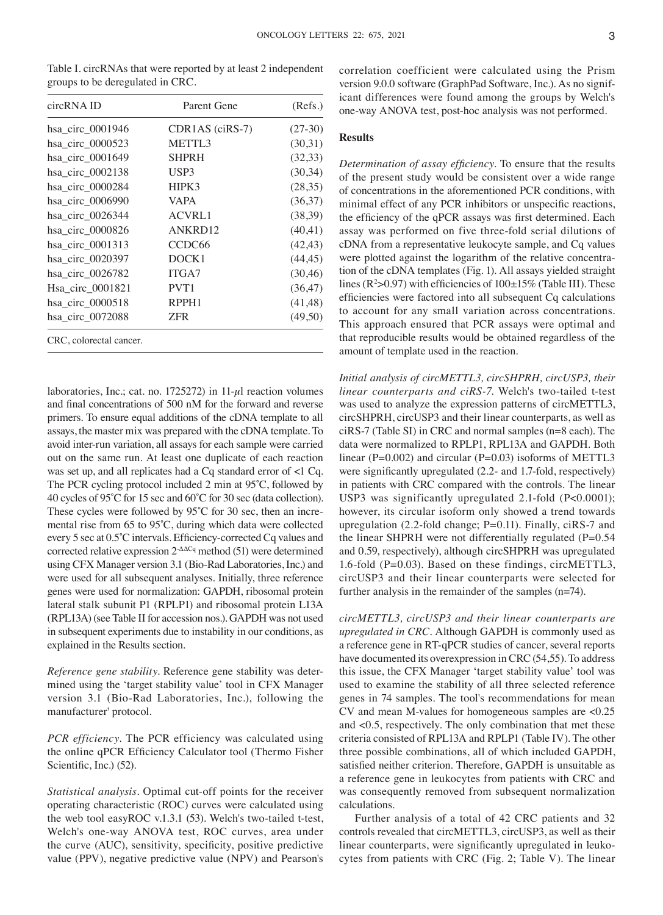Table I. circRNAs that were reported by at least 2 independent groups to be deregulated in CRC.

| circRNA ID | Parent Gene | (Refs.) |
|---|---|---|
| hsa_circ_0001946 | CDR1AS (ciRS-7) | (27-30) |
| hsa_circ_0000523 | METTL3 | (30,31) |
| hsa_circ_0001649 | SHPRH | (32,33) |
| hsa_circ_0002138 | USP3 | (30,34) |
| hsa_circ_0000284 | HIPK3 | (28,35) |
| hsa_circ_0006990 | VAPA | (36,37) |
| hsa_circ_0026344 | ACVRL1 | (38,39) |
| hsa_circ_0000826 | ANKRD12 | (40,41) |
| hsa_circ_0001313 | CCDC66 | (42,43) |
| hsa_circ_0020397 | DOCK1 | (44,45) |
| hsa_circ_0026782 | ITGA7 | (30,46) |
| Hsa_circ_0001821 | PVT1 | (36,47) |
| hsa_circ_0000518 | RPPH1 | (41,48) |
| hsa_circ_0072088 | ZFR | (49,50) |

CRC, colorectal cancer.

laboratories, Inc.; cat. no. 1725272) in 11-$\mu$l reaction volumes and final concentrations of 500 nM for the forward and reverse primers. To ensure equal additions of the cDNA template to all assays, the master mix was prepared with the cDNA template. To avoid inter-run variation, all assays for each sample were carried out on the same run. At least one duplicate of each reaction was set up, and all replicates had a Cq standard error of <1 Cq. The PCR cycling protocol included 2 min at 95˚C, followed by 40 cycles of 95˚C for 15 sec and 60˚C for 30 sec (data collection). These cycles were followed by 95˚C for 30 sec, then an incremental rise from 65 to 95˚C, during which data were collected every 5 sec at 0.5˚C intervals. Efficiency-corrected Cq values and corrected relative expression $2^{-\Delta\Delta Cq}$ method (51) were determined using CFX Manager version 3.1 (Bio-Rad Laboratories, Inc.) and were used for all subsequent analyses. Initially, three reference genes were used for normalization: GAPDH, ribosomal protein lateral stalk subunit P1 (RPLP1) and ribosomal protein L13A (RPL13A) (see Table II for accession nos.). GAPDH was not used in subsequent experiments due to instability in our conditions, as explained in the Results section.

*Reference gene stability.* Reference gene stability was determined using the 'target stability value' tool in CFX Manager version 3.1 (Bio-Rad Laboratories, Inc.), following the manufacturer' protocol.

*PCR efficiency.* The PCR efficiency was calculated using the online qPCR Efficiency Calculator tool (Thermo Fisher Scientific, Inc.) (52).

*Statistical analysis.* Optimal cut-off points for the receiver operating characteristic (ROC) curves were calculated using the web tool easyROC v.1.3.1 (53). Welch's two-tailed t-test, Welch's one-way ANOVA test, ROC curves, area under the curve (AUC), sensitivity, specificity, positive predictive value (PPV), negative predictive value (NPV) and Pearson's correlation coefficient were calculated using the Prism version 9.0.0 software (GraphPad Software, Inc.). As no significant differences were found among the groups by Welch's one-way ANOVA test, post-hoc analysis was not performed.

## Results

*Determination of assay efficiency.* To ensure that the results of the present study would be consistent over a wide range of concentrations in the aforementioned PCR conditions, with minimal effect of any PCR inhibitors or unspecific reactions, the efficiency of the qPCR assays was first determined. Each assay was performed on five three-fold serial dilutions of cDNA from a representative leukocyte sample, and Cq values were plotted against the logarithm of the relative concentration of the cDNA templates (Fig. 1). All assays yielded straight lines ($R^2$>0.97) with efficiencies of 100±15% (Table III). These efficiencies were factored into all subsequent Cq calculations to account for any small variation across concentrations. This approach ensured that PCR assays were optimal and that reproducible results would be obtained regardless of the amount of template used in the reaction.

*Initial analysis of circMETTL3, circSHPRH, circUSP3, their linear counterparts and ciRS-7.* Welch's two-tailed t-test was used to analyze the expression patterns of circMETTL3, circSHPRH, circUSP3 and their linear counterparts, as well as ciRS-7 (Table SI) in CRC and normal samples (n=8 each). The data were normalized to RPLP1, RPL13A and GAPDH. Both linear (P=0.002) and circular (P=0.03) isoforms of METTL3 were significantly upregulated (2.2- and 1.7-fold, respectively) in patients with CRC compared with the controls. The linear USP3 was significantly upregulated 2.1-fold (P<0.0001); however, its circular isoform only showed a trend towards upregulation (2.2-fold change; P=0.11). Finally, ciRS-7 and the linear SHPRH were not differentially regulated (P=0.54 and 0.59, respectively), although circSHPRH was upregulated 1.6-fold (P=0.03). Based on these findings, circMETTL3, circUSP3 and their linear counterparts were selected for further analysis in the remainder of the samples (n=74).

*circMETTL3, circUSP3 and their linear counterparts are upregulated in CRC.* Although GAPDH is commonly used as a reference gene in RT-qPCR studies of cancer, several reports have documented its overexpression in CRC (54,55). To address this issue, the CFX Manager 'target stability value' tool was used to examine the stability of all three selected reference genes in 74 samples. The tool's recommendations for mean CV and mean M-values for homogeneous samples are <0.25 and <0.5, respectively. The only combination that met these criteria consisted of RPL13A and RPLP1 (Table IV). The other three possible combinations, all of which included GAPDH, satisfied neither criterion. Therefore, GAPDH is unsuitable as a reference gene in leukocytes from patients with CRC and was consequently removed from subsequent normalization calculations.

Further analysis of a total of 42 CRC patients and 32 controls revealed that circMETTL3, circUSP3, as well as their linear counterparts, were significantly upregulated in leukocytes from patients with CRC (Fig. 2; Table V). The linear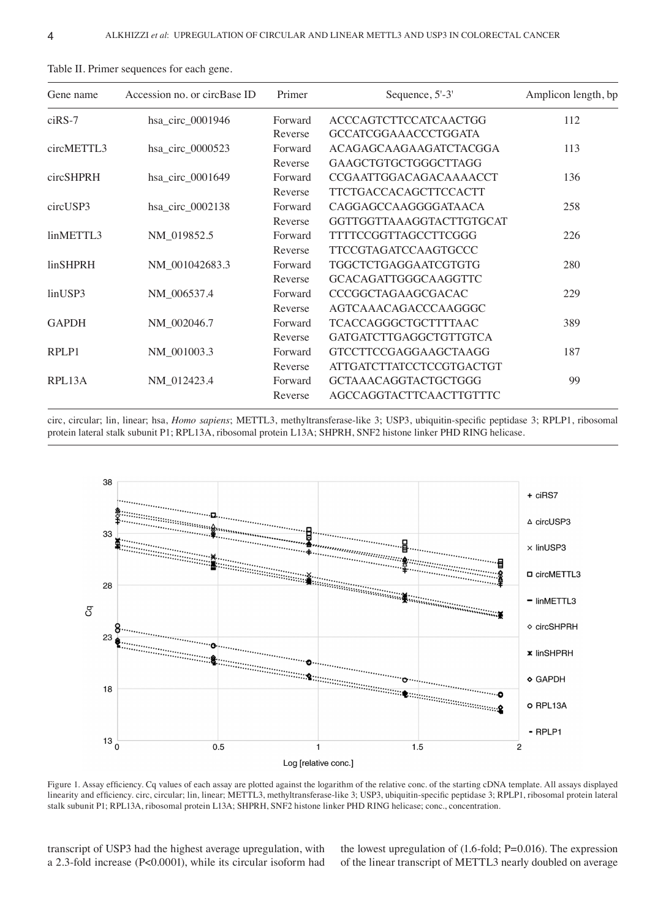Table II. Primer sequences for each gene.

| Gene name | Accession no. or circBase ID | Primer | Sequence, 5'-3' | Amplicon length, bp |
|---|---|---|---|---|
| ciRS-7 | hsa_circ_0001946 | Forward | ACCCAGTCTTCCATCAACTGG | 112 |
| | | Reverse | GCCATCGGAAACCCTGGATA | |
| circMETTL3 | hsa_circ_0000523 | Forward | ACAGAGCAAGAAGATCTACGGA | 113 |
| | | Reverse | GAAGCTGTGCTGGGCTTAGG | |
| circSHPRH | hsa_circ_0001649 | Forward | CCGAATTGGACAGACAAAACCT | 136 |
| | | Reverse | TTCTGACCACAGCTTCCACTT | |
| circUSP3 | hsa_circ_0002138 | Forward | CAGGAGCCAAGGGGATAACA | 258 |
| | | Reverse | GGTTGGTTAAAGGTACTTGTGCAT | |
| linMETTL3 | NM_019852.5 | Forward | TTTTCCGGTTAGCCTTCGGG | 226 |
| | | Reverse | TTCCGTAGATCCAAGTGCCC | |
| linSHPRH | NM_001042683.3 | Forward | TGGCTCTGAGGAATCGTGTG | 280 |
| | | Reverse | GCACAGATTGGGCAAGGTTC | |
| linUSP3 | NM_006537.4 | Forward | CCCGGCTAGAAGCGACAC | 229 |
| | | Reverse | AGTCAAACAGACCCAAGGGC | |
| GAPDH | NM_002046.7 | Forward | TCACCAGGGCTGCTTTTAAC | 389 |
| | | Reverse | GATGATCTTGAGGCTGTTGTCA | |
| RPLP1 | NM_001003.3 | Forward | GTCCTTCCGAGGAAGCTAAGG | 187 |
| | | Reverse | ATTGATCTTATCCTCCGTGACTGT | |
| RPL13A | NM_012423.4 | Forward | GCTAAACAGGTACTGCTGGG | 99 |
| | | Reverse | AGCCAGGTACTTCAACTTGTTTC | |

circ, circular; lin, linear; hsa, *Homo sapiens*; METTL3, methyltransferase-like 3; USP3, ubiquitin-specific peptidase 3; RPLP1, ribosomal protein lateral stalk subunit P1; RPL13A, ribosomal protein L13A; SHPRH, SNF2 histone linker PHD RING helicase.

Figure 1. Assay efficiency. Cq values of each assay are plotted against the logarithm of the relative conc. of the starting cDNA template. All assays displayed linearity and efficiency. circ, circular; lin, linear; METTL3, methyltransferase-like 3; USP3, ubiquitin-specific peptidase 3; RPLP1, ribosomal protein lateral stalk subunit P1; RPL13A, ribosomal protein L13A; SHPRH, SNF2 histone linker PHD RING helicase; conc., concentration.

transcript of USP3 had the highest average upregulation, with a 2.3-fold increase (P<0.0001), while its circular isoform had the lowest upregulation of (1.6-fold; P=0.016). The expression of the linear transcript of METTL3 nearly doubled on average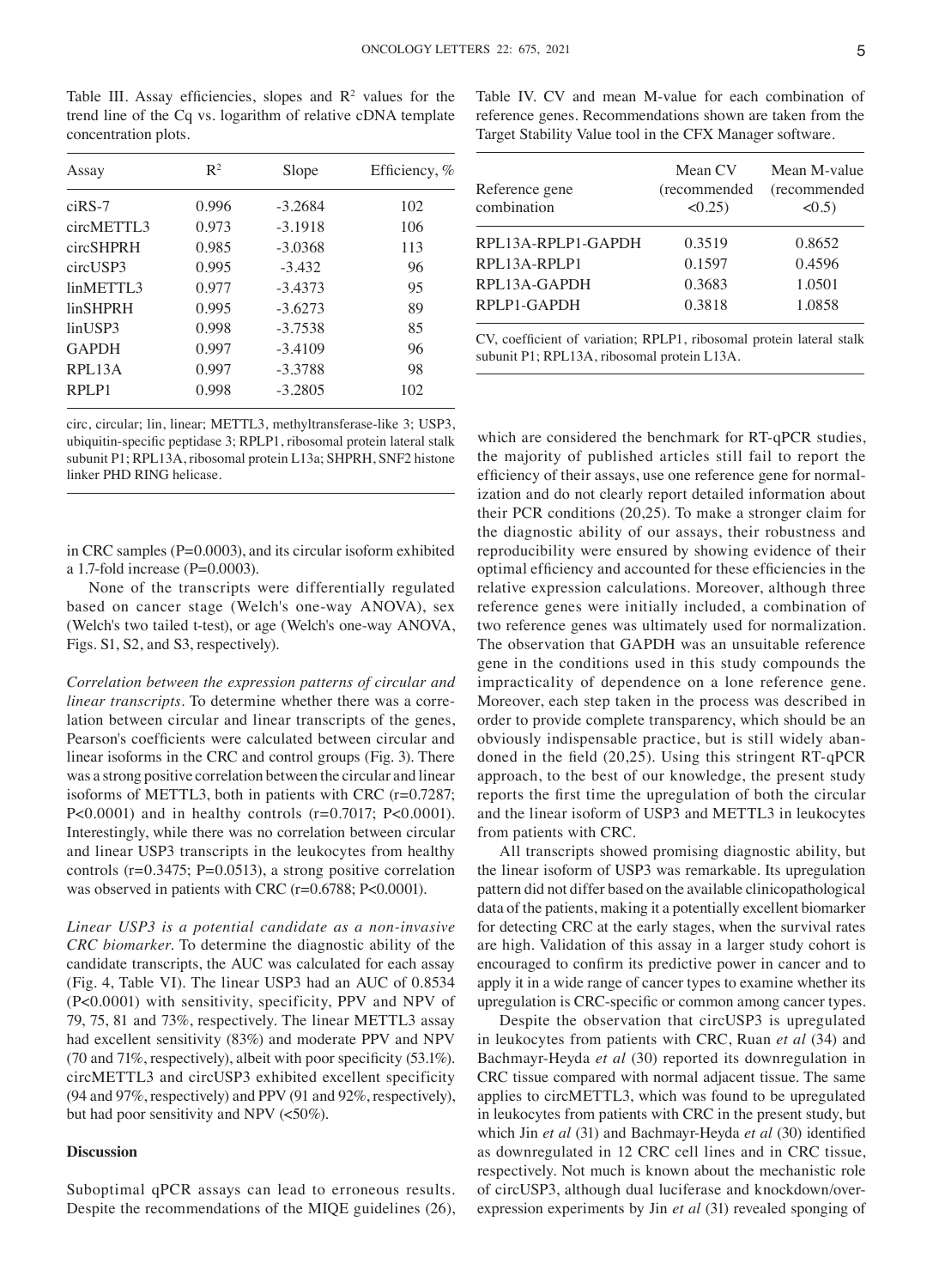Table III. Assay efficiencies, slopes and $R^2$ values for the trend line of the Cq vs. logarithm of relative cDNA template concentration plots.

| Assay | $R^2$ | Slope | Efficiency, % |
|---|---|---|---|
| ciRS-7 | 0.996 | -3.2684 | 102 |
| circMETTL3 | 0.973 | -3.1918 | 106 |
| circSHPRH | 0.985 | -3.0368 | 113 |
| circUSP3 | 0.995 | -3.432 | 96 |
| linMETTL3 | 0.977 | -3.4373 | 95 |
| linSHPRH | 0.995 | -3.6273 | 89 |
| linUSP3 | 0.998 | -3.7538 | 85 |
| GAPDH | 0.997 | -3.4109 | 96 |
| RPL13A | 0.997 | -3.3788 | 98 |
| RPLP1 | 0.998 | -3.2805 | 102 |

circ, circular; lin, linear; METTL3, methyltransferase-like 3; USP3, ubiquitin-specific peptidase 3; RPLP1, ribosomal protein lateral stalk subunit P1; RPL13A, ribosomal protein L13a; SHPRH, SNF2 histone linker PHD RING helicase.

Table IV. CV and mean M-value for each combination of reference genes. Recommendations shown are taken from the Target Stability Value tool in the CFX Manager software.

| Reference gene combination | Mean CV (recommended <0.25) | Mean M-value (recommended <0.5) |
|---|---|---|
| RPL13A-RPLP1-GAPDH | 0.3519 | 0.8652 |
| RPL13A-RPLP1 | 0.1597 | 0.4596 |
| RPL13A-GAPDH | 0.3683 | 1.0501 |
| RPLP1-GAPDH | 0.3818 | 1.0858 |

CV, coefficient of variation; RPLP1, ribosomal protein lateral stalk subunit P1; RPL13A, ribosomal protein L13A.

in CRC samples (P=0.0003), and its circular isoform exhibited a 1.7-fold increase (P=0.0003).

None of the transcripts were differentially regulated based on cancer stage (Welch's one-way ANOVA), sex (Welch's two tailed t-test), or age (Welch's one-way ANOVA, Figs. S1, S2, and S3, respectively).

*Correlation between the expression patterns of circular and linear transcripts.* To determine whether there was a correlation between circular and linear transcripts of the genes, Pearson's coefficients were calculated between circular and linear isoforms in the CRC and control groups (Fig. 3). There was a strong positive correlation between the circular and linear isoforms of METTL3, both in patients with CRC (r=0.7287; P<0.0001) and in healthy controls (r=0.7017; P<0.0001). Interestingly, while there was no correlation between circular and linear USP3 transcripts in the leukocytes from healthy controls (r=0.3475; P=0.0513), a strong positive correlation was observed in patients with CRC (r=0.6788; P<0.0001).

*Linear USP3 is a potential candidate as a non-invasive CRC biomarker.* To determine the diagnostic ability of the candidate transcripts, the AUC was calculated for each assay (Fig. 4, Table VI). The linear USP3 had an AUC of 0.8534 (P<0.0001) with sensitivity, specificity, PPV and NPV of 79, 75, 81 and 73%, respectively. The linear METTL3 assay had excellent sensitivity (83%) and moderate PPV and NPV (70 and 71%, respectively), albeit with poor specificity (53.1%). circMETTL3 and circUSP3 exhibited excellent specificity (94 and 97%, respectively) and PPV (91 and 92%, respectively), but had poor sensitivity and NPV (<50%).

## Discussion

Suboptimal qPCR assays can lead to erroneous results. Despite the recommendations of the MIQE guidelines (26), which are considered the benchmark for RT-qPCR studies, the majority of published articles still fail to report the efficiency of their assays, use one reference gene for normalization and do not clearly report detailed information about their PCR conditions (20,25). To make a stronger claim for the diagnostic ability of our assays, their robustness and reproducibility were ensured by showing evidence of their optimal efficiency and accounted for these efficiencies in the relative expression calculations. Moreover, although three reference genes were initially included, a combination of two reference genes was ultimately used for normalization. The observation that GAPDH was an unsuitable reference gene in the conditions used in this study compounds the impracticality of dependence on a lone reference gene. Moreover, each step taken in the process was described in order to provide complete transparency, which should be an obviously indispensable practice, but is still widely abandoned in the field (20,25). Using this stringent RT-qPCR approach, to the best of our knowledge, the present study reports the first time the upregulation of both the circular and the linear isoform of USP3 and METTL3 in leukocytes from patients with CRC.

All transcripts showed promising diagnostic ability, but the linear isoform of USP3 was remarkable. Its upregulation pattern did not differ based on the available clinicopathological data of the patients, making it a potentially excellent biomarker for detecting CRC at the early stages, when the survival rates are high. Validation of this assay in a larger study cohort is encouraged to confirm its predictive power in cancer and to apply it in a wide range of cancer types to examine whether its upregulation is CRC-specific or common among cancer types.

Despite the observation that circUSP3 is upregulated in leukocytes from patients with CRC, Ruan *et al* (34) and Bachmayr-Heyda *et al* (30) reported its downregulation in CRC tissue compared with normal adjacent tissue. The same applies to circMETTL3, which was found to be upregulated in leukocytes from patients with CRC in the present study, but which Jin *et al* (31) and Bachmayr-Heyda *et al* (30) identified as downregulated in 12 CRC cell lines and in CRC tissue, respectively. Not much is known about the mechanistic role of circUSP3, although dual luciferase and knockdown/overexpression experiments by Jin *et al* (31) revealed sponging of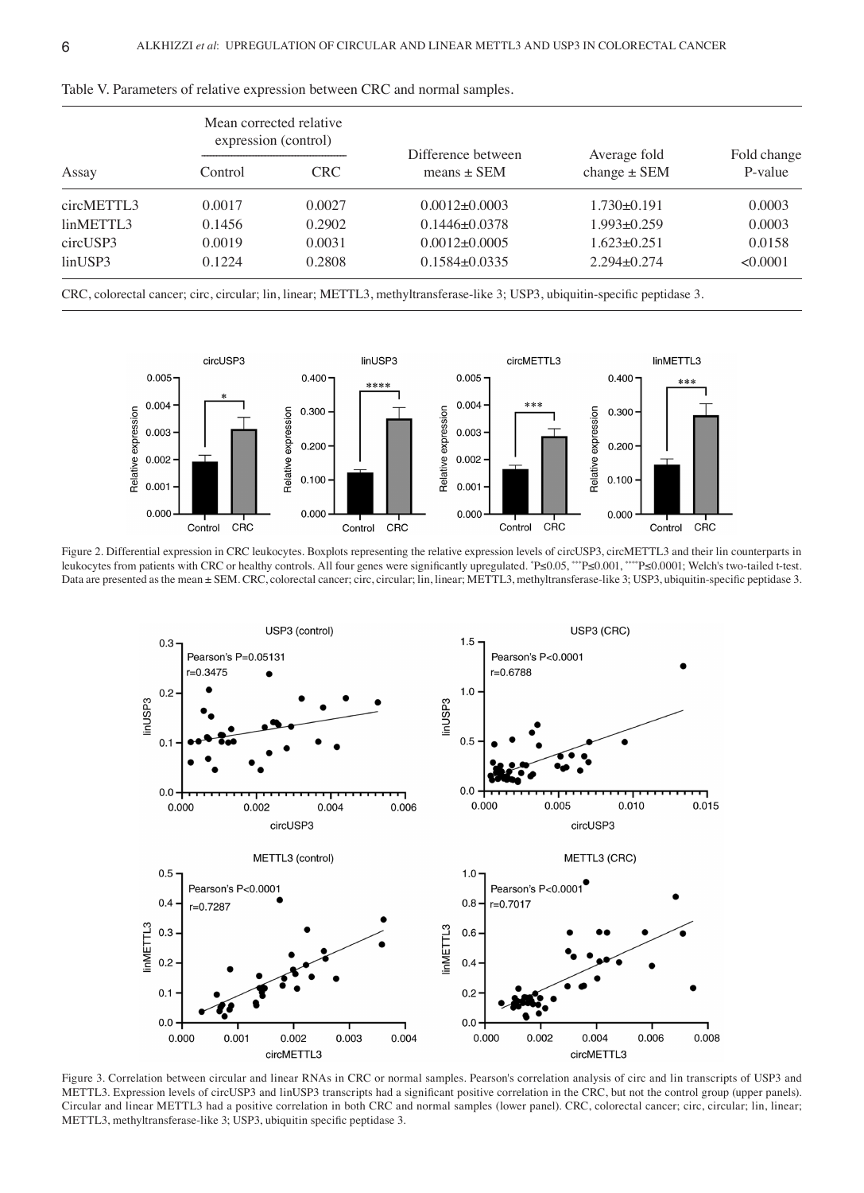Table V. Parameters of relative expression between CRC and normal samples.

| Assay | Mean corrected relative expression (control) | | Difference between means ± SEM | Average fold change ± SEM | Fold change P-value |
|---|---|---|---|---|---|
| | Control | CRC | | | |
| circMETTL3 | 0.0017 | 0.0027 | 0.0012±0.0003 | 1.730±0.191 | 0.0003 |
| linMETTL3 | 0.1456 | 0.2902 | 0.1446±0.0378 | 1.993±0.259 | 0.0003 |
| circUSP3 | 0.0019 | 0.0031 | 0.0012±0.0005 | 1.623±0.251 | 0.0158 |
| linUSP3 | 0.1224 | 0.2808 | 0.1584±0.0335 | 2.294±0.274 | <0.0001 |

CRC, colorectal cancer; circ, circular; lin, linear; METTL3, methyltransferase-like 3; USP3, ubiquitin-specific peptidase 3.

Figure 2. Differential expression in CRC leukocytes. Boxplots representing the relative expression levels of circUSP3, circMETTL3 and their lin counterparts in leukocytes from patients with CRC or healthy controls. All four genes were significantly upregulated. *P≤0.05, ***P≤0.001, ****P≤0.0001; Welch's two-tailed t-test. Data are presented as the mean ± SEM. CRC, colorectal cancer; circ, circular; lin, linear; METTL3, methyltransferase-like 3; USP3, ubiquitin-specific peptidase 3.

Figure 3. Correlation between circular and linear RNAs in CRC or normal samples. Pearson's correlation analysis of circ and lin transcripts of USP3 and METTL3. Expression levels of circUSP3 and linUSP3 transcripts had a significant positive correlation in the CRC, but not the control group (upper panels). Circular and linear METTL3 had a positive correlation in both CRC and normal samples (lower panel). CRC, colorectal cancer; circ, circular; lin, linear; METTL3, methyltransferase-like 3; USP3, ubiquitin specific peptidase 3.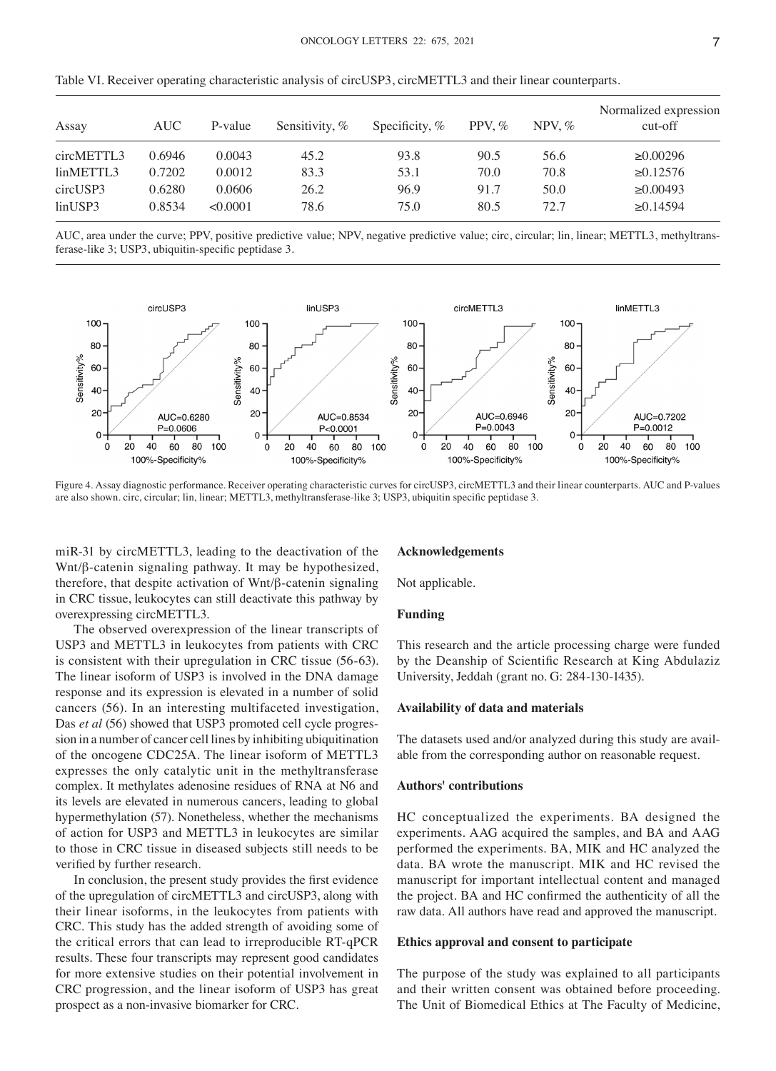Table VI. Receiver operating characteristic analysis of circUSP3, circMETTL3 and their linear counterparts.

| Assay | AUC | P-value | Sensitivity, % | Specificity, % | PPV, % | NPV, % | Normalized expression cut-off |
|---|---|---|---|---|---|---|---|
| circMETTL3 | 0.6946 | 0.0043 | 45.2 | 93.8 | 90.5 | 56.6 | ≥0.00296 |
| linMETTL3 | 0.7202 | 0.0012 | 83.3 | 53.1 | 70.0 | 70.8 | ≥0.12576 |
| circUSP3 | 0.6280 | 0.0606 | 26.2 | 96.9 | 91.7 | 50.0 | ≥0.00493 |
| linUSP3 | 0.8534 | <0.0001 | 78.6 | 75.0 | 80.5 | 72.7 | ≥0.14594 |

AUC, area under the curve; PPV, positive predictive value; NPV, negative predictive value; circ, circular; lin, linear; METTL3, methyltransferase-like 3; USP3, ubiquitin-specific peptidase 3.

Figure 4. Assay diagnostic performance. Receiver operating characteristic curves for circUSP3, circMETTL3 and their linear counterparts. AUC and P-values are also shown. circ, circular; lin, linear; METTL3, methyltransferase-like 3; USP3, ubiquitin specific peptidase 3.

miR-31 by circMETTL3, leading to the deactivation of the Wnt/β-catenin signaling pathway. It may be hypothesized, therefore, that despite activation of Wnt/β-catenin signaling in CRC tissue, leukocytes can still deactivate this pathway by overexpressing circMETTL3.

The observed overexpression of the linear transcripts of USP3 and METTL3 in leukocytes from patients with CRC is consistent with their upregulation in CRC tissue (56-63). The linear isoform of USP3 is involved in the DNA damage response and its expression is elevated in a number of solid cancers (56). In an interesting multifaceted investigation, Das *et al* (56) showed that USP3 promoted cell cycle progression in a number of cancer cell lines by inhibiting ubiquitination of the oncogene CDC25A. The linear isoform of METTL3 expresses the only catalytic unit in the methyltransferase complex. It methylates adenosine residues of RNA at N6 and its levels are elevated in numerous cancers, leading to global hypermethylation (57). Nonetheless, whether the mechanisms of action for USP3 and METTL3 in leukocytes are similar to those in CRC tissue in diseased subjects still needs to be verified by further research.

In conclusion, the present study provides the first evidence of the upregulation of circMETTL3 and circUSP3, along with their linear isoforms, in the leukocytes from patients with CRC. This study has the added strength of avoiding some of the critical errors that can lead to irreproducible RT-qPCR results. These four transcripts may represent good candidates for more extensive studies on their potential involvement in CRC progression, and the linear isoform of USP3 has great prospect as a non-invasive biomarker for CRC.

## Acknowledgements

Not applicable.

## Funding

This research and the article processing charge were funded by the Deanship of Scientific Research at King Abdulaziz University, Jeddah (grant no. G: 284-130-1435).

## Availability of data and materials

The datasets used and/or analyzed during this study are available from the corresponding author on reasonable request.

## Authors' contributions

HC conceptualized the experiments. BA designed the experiments. AAG acquired the samples, and BA and AAG performed the experiments. BA, MIK and HC analyzed the data. BA wrote the manuscript. MIK and HC revised the manuscript for important intellectual content and managed the project. BA and HC confirmed the authenticity of all the raw data. All authors have read and approved the manuscript.

## Ethics approval and consent to participate

The purpose of the study was explained to all participants and their written consent was obtained before proceeding. The Unit of Biomedical Ethics at The Faculty of Medicine,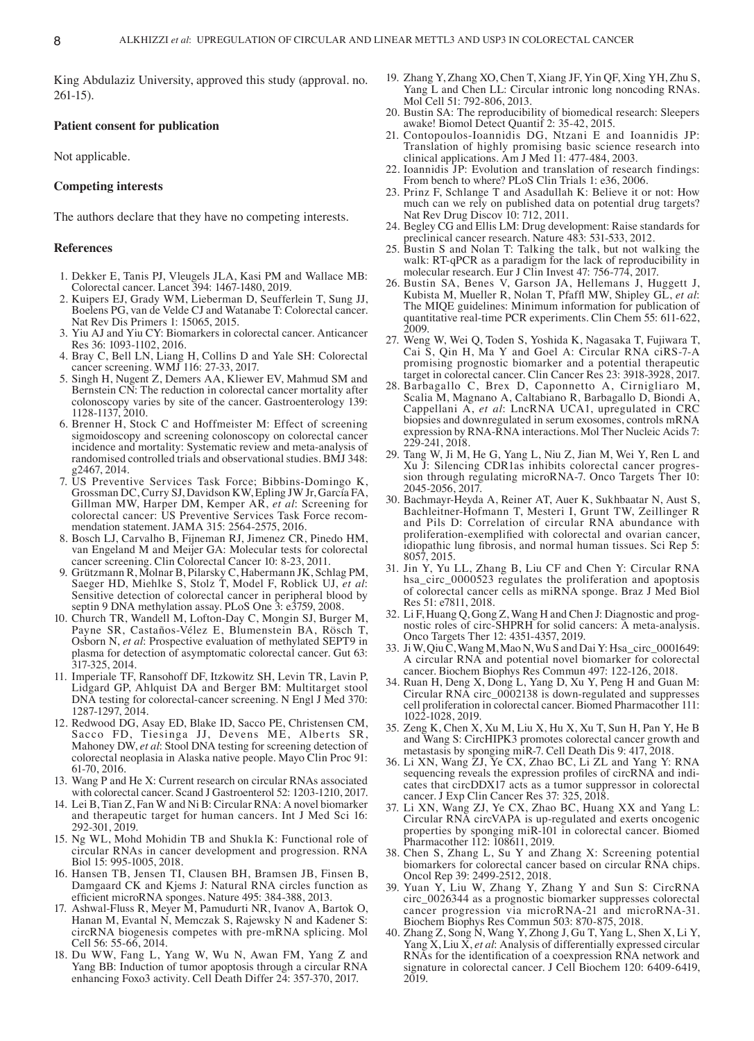King Abdulaziz University, approved this study (approval. no. 261-15).

### Patient consent for publication

Not applicable.

### Competing interests

The authors declare that they have no competing interests.

### References

1. Dekker E, Tanis PJ, Vleugels JLA, Kasi PM and Wallace MB: Colorectal cancer. Lancet 394: 1467-1480, 2019.
2. Kuipers EJ, Grady WM, Lieberman D, Seufferlein T, Sung JJ, Boelens PG, van de Velde CJ and Watanabe T: Colorectal cancer. Nat Rev Dis Primers 1: 15065, 2015.
3. Yiu AJ and Yiu CY: Biomarkers in colorectal cancer. Anticancer Res 36: 1093-1102, 2016.
4. Bray C, Bell LN, Liang H, Collins D and Yale SH: Colorectal cancer screening. WMJ 116: 27-33, 2017.
5. Singh H, Nugent Z, Demers AA, Kliewer EV, Mahmud SM and Bernstein CN: The reduction in colorectal cancer mortality after colonoscopy varies by site of the cancer. Gastroenterology 139: 1128-1137, 2010.
6. Brenner H, Stock C and Hoffmeister M: Effect of screening sigmoidoscopy and screening colonoscopy on colorectal cancer incidence and mortality: Systematic review and meta-analysis of randomised controlled trials and observational studies. BMJ 348: g2467, 2014.
7. US Preventive Services Task Force; Bibbins-Domingo K, Grossman DC, Curry SJ, Davidson KW, Epling JW Jr, García FA, Gillman MW, Harper DM, Kemper AR, *et al*: Screening for colorectal cancer: US Preventive Services Task Force recommendation statement. JAMA 315: 2564-2575, 2016.
8. Bosch LJ, Carvalho B, Fijneman RJ, Jimenez CR, Pinedo HM, van Engeland M and Meijer GA: Molecular tests for colorectal cancer screening. Clin Colorectal Cancer 10: 8-23, 2011.
9. Grützmann R, Molnar B, Pilarsky C, Habermann JK, Schlag PM, Saeger HD, Miehlke S, Stolz T, Model F, Roblick UJ, *et al*: Sensitive detection of colorectal cancer in peripheral blood by septin 9 DNA methylation assay. PLoS One 3: e3759, 2008.
10. Church TR, Wandell M, Lofton-Day C, Mongin SJ, Burger M, Payne SR, Castaños-Vélez E, Blumenstein BA, Rösch T, Osborn N, *et al*: Prospective evaluation of methylated SEPT9 in plasma for detection of asymptomatic colorectal cancer. Gut 63: 317-325, 2014.
11. Imperiale TF, Ransohoff DF, Itzkowitz SH, Levin TR, Lavin P, Lidgard GP, Ahlquist DA and Berger BM: Multitarget stool DNA testing for colorectal-cancer screening. N Engl J Med 370: 1287-1297, 2014.
12. Redwood DG, Asay ED, Blake ID, Sacco PE, Christensen CM, Sacco FD, Tiesinga JJ, Devens ME, Alberts SR, Mahoney DW, *et al*: Stool DNA testing for screening detection of colorectal neoplasia in Alaska native people. Mayo Clin Proc 91: 61-70, 2016.
13. Wang P and He X: Current research on circular RNAs associated with colorectal cancer. Scand J Gastroenterol 52: 1203-1210, 2017.
14. Lei B, Tian Z, Fan W and Ni B: Circular RNA: A novel biomarker and therapeutic target for human cancers. Int J Med Sci 16: 292-301, 2019.
15. Ng WL, Mohd Mohidin TB and Shukla K: Functional role of circular RNAs in cancer development and progression. RNA Biol 15: 995-1005, 2018.
16. Hansen TB, Jensen TI, Clausen BH, Bramsen JB, Finsen B, Damgaard CK and Kjems J: Natural RNA circles function as efficient microRNA sponges. Nature 495: 384-388, 2013.
17. Ashwal-Fluss R, Meyer M, Pamudurti NR, Ivanov A, Bartok O, Hanan M, Evantal N, Memczak S, Rajewsky N and Kadener S: circRNA biogenesis competes with pre-mRNA splicing. Mol Cell 56: 55-66, 2014.
18. Du WW, Fang L, Yang W, Wu N, Awan FM, Yang Z and Yang BB: Induction of tumor apoptosis through a circular RNA enhancing Foxo3 activity. Cell Death Differ 24: 357-370, 2017.
19. Zhang Y, Zhang XO, Chen T, Xiang JF, Yin QF, Xing YH, Zhu S, Yang L and Chen LL: Circular intronic long noncoding RNAs. Mol Cell 51: 792-806, 2013.
20. Bustin SA: The reproducibility of biomedical research: Sleepers awake! Biomol Detect Quantif 2: 35-42, 2015.
21. Contopoulos-Ioannidis DG, Ntzani E and Ioannidis JP: Translation of highly promising basic science research into clinical applications. Am J Med 11: 477-484, 2003.
22. Ioannidis JP: Evolution and translation of research findings: From bench to where? PLoS Clin Trials 1: e36, 2006.
23. Prinz F, Schlange T and Asadullah K: Believe it or not: How much can we rely on published data on potential drug targets? Nat Rev Drug Discov 10: 712, 2011.
24. Begley CG and Ellis LM: Drug development: Raise standards for preclinical cancer research. Nature 483: 531-533, 2012.
25. Bustin S and Nolan T: Talking the talk, but not walking the walk: RT-qPCR as a paradigm for the lack of reproducibility in molecular research. Eur J Clin Invest 47: 756-774, 2017.
26. Bustin SA, Benes V, Garson JA, Hellemans J, Huggett J, Kubista M, Mueller R, Nolan T, Pfaffl MW, Shipley GL, *et al*: The MIQE guidelines: Minimum information for publication of quantitative real-time PCR experiments. Clin Chem 55: 611-622, 2009.
27. Weng W, Wei Q, Toden S, Yoshida K, Nagasaka T, Fujiwara T, Cai S, Qin H, Ma Y and Goel A: Circular RNA ciRS-7-A promising prognostic biomarker and a potential therapeutic target in colorectal cancer. Clin Cancer Res 23: 3918-3928, 2017.
28. Barbagallo C, Brex D, Caponnetto A, Cirnigliaro M, Scalia M, Magnano A, Caltabiano R, Barbagallo D, Biondi A, Cappellani A, *et al*: LncRNA UCA1, upregulated in CRC biopsies and downregulated in serum exosomes, controls mRNA expression by RNA-RNA interactions. Mol Ther Nucleic Acids 7: 229-241, 2018.
29. Tang W, Ji M, He G, Yang L, Niu Z, Jian M, Wei Y, Ren L and Xu J: Silencing CDR1as inhibits colorectal cancer progression through regulating microRNA-7. Onco Targets Ther 10: 2045-2056, 2017.
30. Bachmayr-Heyda A, Reiner AT, Auer K, Sukhbaatar N, Aust S, Bachleitner-Hofmann T, Mesteri I, Grunt TW, Zeillinger R and Pils D: Correlation of circular RNA abundance with proliferation-exemplified with colorectal and ovarian cancer, idiopathic lung fibrosis, and normal human tissues. Sci Rep 5: 8057, 2015.
31. Jin Y, Yu LL, Zhang B, Liu CF and Chen Y: Circular RNA hsa_circ_0000523 regulates the proliferation and apoptosis of colorectal cancer cells as miRNA sponge. Braz J Med Biol Res 51: e7811, 2018.
32. Li F, Huang Q, Gong Z, Wang H and Chen J: Diagnostic and prognostic roles of circ-SHPRH for solid cancers: A meta-analysis. Onco Targets Ther 12: 4351-4357, 2019.
33. Ji W, Qiu C, Wang M, Mao N, Wu S and Dai Y: Hsa_circ_0001649: A circular RNA and potential novel biomarker for colorectal cancer. Biochem Biophys Res Commun 497: 122-126, 2018.
34. Ruan H, Deng X, Dong L, Yang D, Xu Y, Peng H and Guan M: Circular RNA circ_0002138 is down-regulated and suppresses cell proliferation in colorectal cancer. Biomed Pharmacother 111: 1022-1028, 2019.
35. Zeng K, Chen X, Xu M, Liu X, Hu X, Xu T, Sun H, Pan Y, He B and Wang S: CircHIPK3 promotes colorectal cancer growth and metastasis by sponging miR-7. Cell Death Dis 9: 417, 2018.
36. Li XN, Wang ZJ, Ye CX, Zhao BC, Li ZL and Yang Y: RNA sequencing reveals the expression profiles of circRNA and indicates that circDDX17 acts as a tumor suppressor in colorectal cancer. J Exp Clin Cancer Res 37: 325, 2018.
37. Li XN, Wang ZJ, Ye CX, Zhao BC, Huang XX and Yang L: Circular RNA circVAPA is up-regulated and exerts oncogenic properties by sponging miR-101 in colorectal cancer. Biomed Pharmacother 112: 108611, 2019.
38. Chen S, Zhang L, Su Y and Zhang X: Screening potential biomarkers for colorectal cancer based on circular RNA chips. Oncol Rep 39: 2499-2512, 2018.
39. Yuan Y, Liu W, Zhang Y, Zhang Y and Sun S: CircRNA circ_0026344 as a prognostic biomarker suppresses colorectal cancer progression via microRNA-21 and microRNA-31. Biochem Biophys Res Commun 503: 870-875, 2018.
40. Zhang Z, Song N, Wang Y, Zhong J, Gu T, Yang L, Shen X, Li Y, Yang X, Liu X, *et al*: Analysis of differentially expressed circular RNAs for the identification of a coexpression RNA network and signature in colorectal cancer. J Cell Biochem 120: 6409-6419, 2019.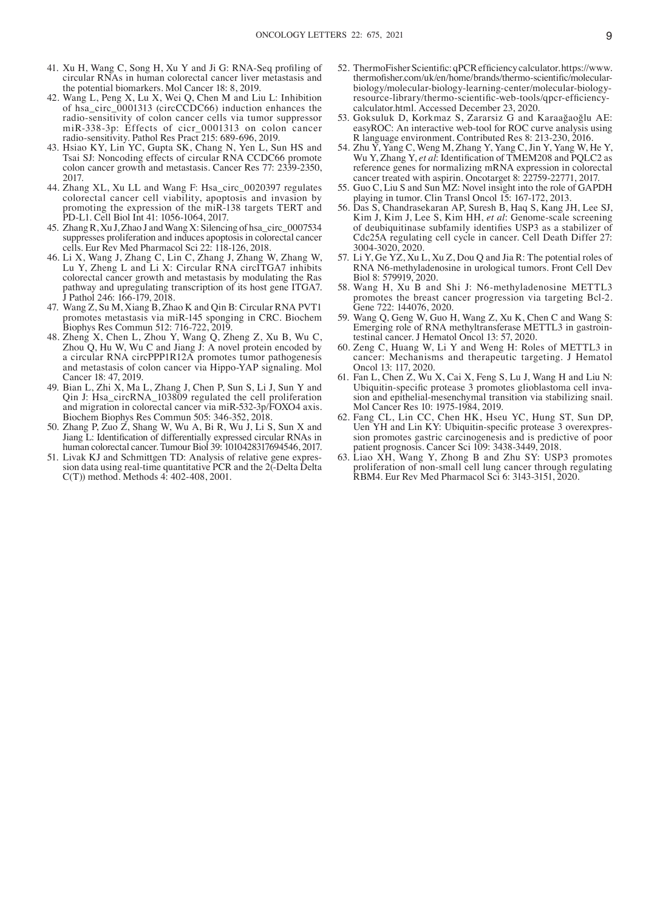41. Xu H, Wang C, Song H, Xu Y and Ji G: RNA-Seq profiling of circular RNAs in human colorectal cancer liver metastasis and the potential biomarkers. Mol Cancer 18: 8, 2019.
42. Wang L, Peng X, Lu X, Wei Q, Chen M and Liu L: Inhibition of hsa_circ_0001313 (circCCDC66) induction enhances the radio-sensitivity of colon cancer cells via tumor suppressor miR-338-3p: Effects of cicr_0001313 on colon cancer radio-sensitivity. Pathol Res Pract 215: 689-696, 2019.
43. Hsiao KY, Lin YC, Gupta SK, Chang N, Yen L, Sun HS and Tsai SJ: Noncoding effects of circular RNA CCDC66 promote colon cancer growth and metastasis. Cancer Res 77: 2339-2350, 2017.
44. Zhang XL, Xu LL and Wang F: Hsa_circ_0020397 regulates colorectal cancer cell viability, apoptosis and invasion by promoting the expression of the miR-138 targets TERT and PD-L1. Cell Biol Int 41: 1056-1064, 2017.
45. Zhang R, Xu J, Zhao J and Wang X: Silencing of hsa_circ_0007534 suppresses proliferation and induces apoptosis in colorectal cancer cells. Eur Rev Med Pharmacol Sci 22: 118-126, 2018.
46. Li X, Wang J, Zhang C, Lin C, Zhang J, Zhang W, Zhang W, Lu Y, Zheng L and Li X: Circular RNA circITGA7 inhibits colorectal cancer growth and metastasis by modulating the Ras pathway and upregulating transcription of its host gene ITGA7. J Pathol 246: 166-179, 2018.
47. Wang Z, Su M, Xiang B, Zhao K and Qin B: Circular RNA PVT1 promotes metastasis via miR-145 sponging in CRC. Biochem Biophys Res Commun 512: 716-722, 2019.
48. Zheng X, Chen L, Zhou Y, Wang Q, Zheng Z, Xu B, Wu C, Zhou Q, Hu W, Wu C and Jiang J: A novel protein encoded by a circular RNA circPPP1R12A promotes tumor pathogenesis and metastasis of colon cancer via Hippo-YAP signaling. Mol Cancer 18: 47, 2019.
49. Bian L, Zhi X, Ma L, Zhang J, Chen P, Sun S, Li J, Sun Y and Qin J: Hsa_circRNA_103809 regulated the cell proliferation and migration in colorectal cancer via miR-532-3p/FOXO4 axis. Biochem Biophys Res Commun 505: 346-352, 2018.
50. Zhang P, Zuo Z, Shang W, Wu A, Bi R, Wu J, Li S, Sun X and Jiang L: Identification of differentially expressed circular RNAs in human colorectal cancer. Tumour Biol 39: 1010428317694546, 2017.
51. Livak KJ and Schmittgen TD: Analysis of relative gene expression data using real-time quantitative PCR and the 2(-Delta Delta C(T)) method. Methods 4: 402-408, 2001.
52. ThermoFisher Scientific: qPCR efficiency calculator. https://www.thermofisher.com/uk/en/home/brands/thermo-scientific/molecular-biology/molecular-biology-learning-center/molecular-biology-resource-library/thermo-scientific-web-tools/qpcr-efficiency-calculator.html. Accessed December 23, 2020.
53. Goksuluk D, Korkmaz S, Zararsiz G and Karaağaoğlu AE: easyROC: An interactive web-tool for ROC curve analysis using R language environment. Contributed Res 8: 213-230, 2016.
54. Zhu Y, Yang C, Weng M, Zhang Y, Yang C, Jin Y, Yang W, He Y, Wu Y, Zhang Y, *et al*: Identification of TMEM208 and PQLC2 as reference genes for normalizing mRNA expression in colorectal cancer treated with aspirin. Oncotarget 8: 22759-22771, 2017.
55. Guo C, Liu S and Sun MZ: Novel insight into the role of GAPDH playing in tumor. Clin Transl Oncol 15: 167-172, 2013.
56. Das S, Chandrasekaran AP, Suresh B, Haq S, Kang JH, Lee SJ, Kim J, Kim J, Lee S, Kim HH, *et al*: Genome-scale screening of deubiquitinase subfamily identifies USP3 as a stabilizer of Cdc25A regulating cell cycle in cancer. Cell Death Differ 27: 3004-3020, 2020.
57. Li Y, Ge YZ, Xu L, Xu Z, Dou Q and Jia R: The potential roles of RNA N6-methyladenosine in urological tumors. Front Cell Dev Biol 8: 579919, 2020.
58. Wang H, Xu B and Shi J: N6-methyladenosine METTL3 promotes the breast cancer progression via targeting Bcl-2. Gene 722: 144076, 2020.
59. Wang Q, Geng W, Guo H, Wang Z, Xu K, Chen C and Wang S: Emerging role of RNA methyltransferase METTL3 in gastrointestinal cancer. J Hematol Oncol 13: 57, 2020.
60. Zeng C, Huang W, Li Y and Weng H: Roles of METTL3 in cancer: Mechanisms and therapeutic targeting. J Hematol Oncol 13: 117, 2020.
61. Fan L, Chen Z, Wu X, Cai X, Feng S, Lu J, Wang H and Liu N: Ubiquitin-specific protease 3 promotes glioblastoma cell invasion and epithelial-mesenchymal transition via stabilizing snail. Mol Cancer Res 10: 1975-1984, 2019.
62. Fang CL, Lin CC, Chen HK, Hseu YC, Hung ST, Sun DP, Uen YH and Lin KY: Ubiquitin-specific protease 3 overexpression promotes gastric carcinogenesis and is predictive of poor patient prognosis. Cancer Sci 109: 3438-3449, 2018.
63. Liao XH, Wang Y, Zhong B and Zhu SY: USP3 promotes proliferation of non-small cell lung cancer through regulating RBM4. Eur Rev Med Pharmacol Sci 6: 3143-3151, 2020.